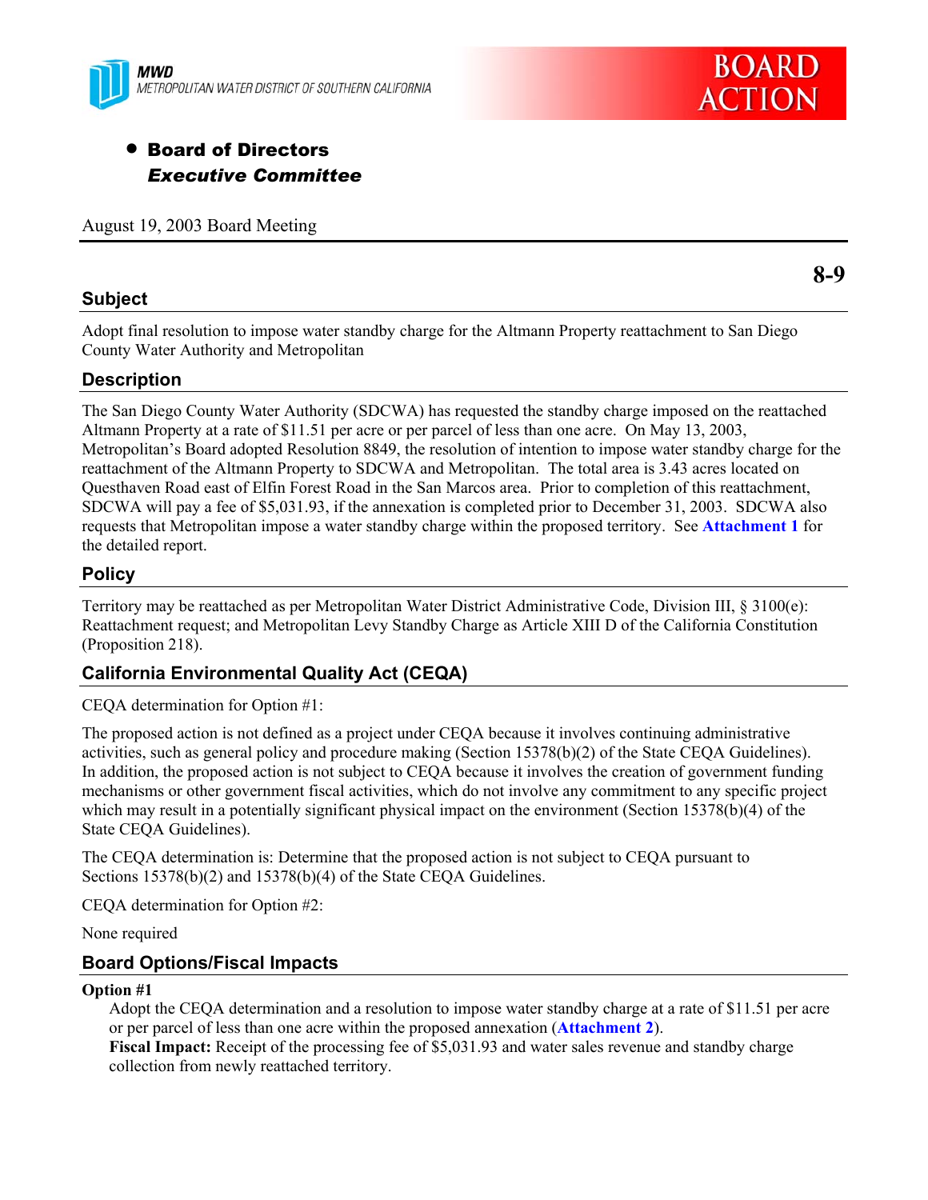- **Board of Directors**
  ***Executive Committee***

August 19, 2003 Board Meeting

**8-9**

## Subject

Adopt final resolution to impose water standby charge for the Altmann Property reattachment to San Diego County Water Authority and Metropolitan

## Description

The San Diego County Water Authority (SDCWA) has requested the standby charge imposed on the reattached Altmann Property at a rate of $11.51 per acre or per parcel of less than one acre. On May 13, 2003, Metropolitan's Board adopted Resolution 8849, the resolution of intention to impose water standby charge for the reattachment of the Altmann Property to SDCWA and Metropolitan. The total area is 3.43 acres located on Questhaven Road east of Elfin Forest Road in the San Marcos area. Prior to completion of this reattachment, SDCWA will pay a fee of $5,031.93, if the annexation is completed prior to December 31, 2003. SDCWA also requests that Metropolitan impose a water standby charge within the proposed territory. See **Attachment 1** for the detailed report.

## Policy

Territory may be reattached as per Metropolitan Water District Administrative Code, Division III, § 3100(e): Reattachment request; and Metropolitan Levy Standby Charge as Article XIII D of the California Constitution (Proposition 218).

## California Environmental Quality Act (CEQA)

CEQA determination for Option #1:

The proposed action is not defined as a project under CEQA because it involves continuing administrative activities, such as general policy and procedure making (Section 15378(b)(2) of the State CEQA Guidelines). In addition, the proposed action is not subject to CEQA because it involves the creation of government funding mechanisms or other government fiscal activities, which do not involve any commitment to any specific project which may result in a potentially significant physical impact on the environment (Section 15378(b)(4) of the State CEQA Guidelines).

The CEQA determination is: Determine that the proposed action is not subject to CEQA pursuant to Sections 15378(b)(2) and 15378(b)(4) of the State CEQA Guidelines.

CEQA determination for Option #2:

None required

## Board Options/Fiscal Impacts

**Option #1**

Adopt the CEQA determination and a resolution to impose water standby charge at a rate of $11.51 per acre or per parcel of less than one acre within the proposed annexation (**Attachment 2**).

**Fiscal Impact:** Receipt of the processing fee of $5,031.93 and water sales revenue and standby charge collection from newly reattached territory.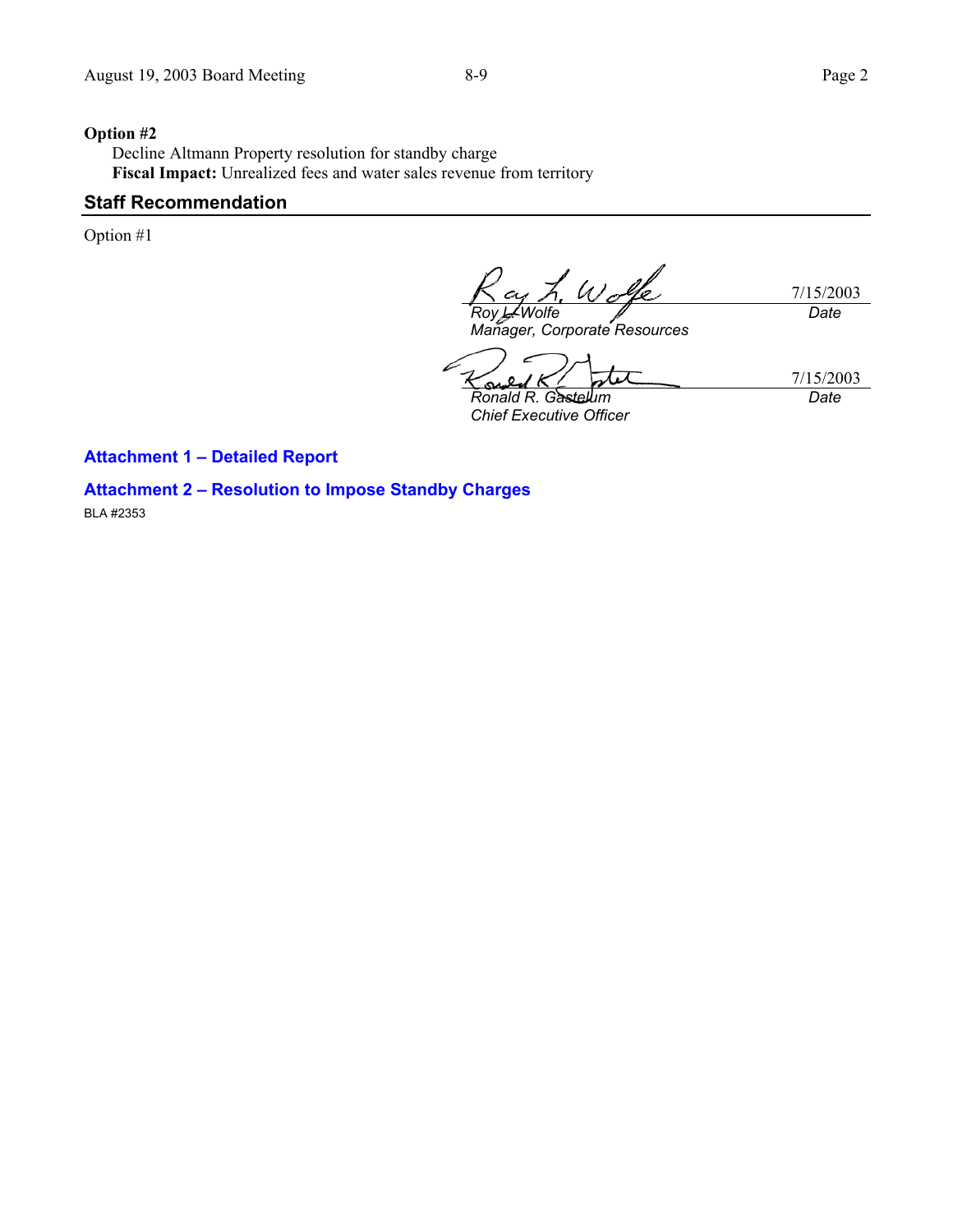**Option #2**

Decline Altmann Property resolution for standby charge

**Fiscal Impact:** Unrealized fees and water sales revenue from territory

## Staff Recommendation

Option #1

| | |
|---|---|
| *Roy L. Wolfe* | 7/15/2003 |
| *Manager, Corporate Resources* | *Date* |
| *Ronald R. Gastelum* | 7/15/2003 |
| *Chief Executive Officer* | *Date* |

**Attachment 1 – Detailed Report**

**Attachment 2 – Resolution to Impose Standby Charges**

BLA #2353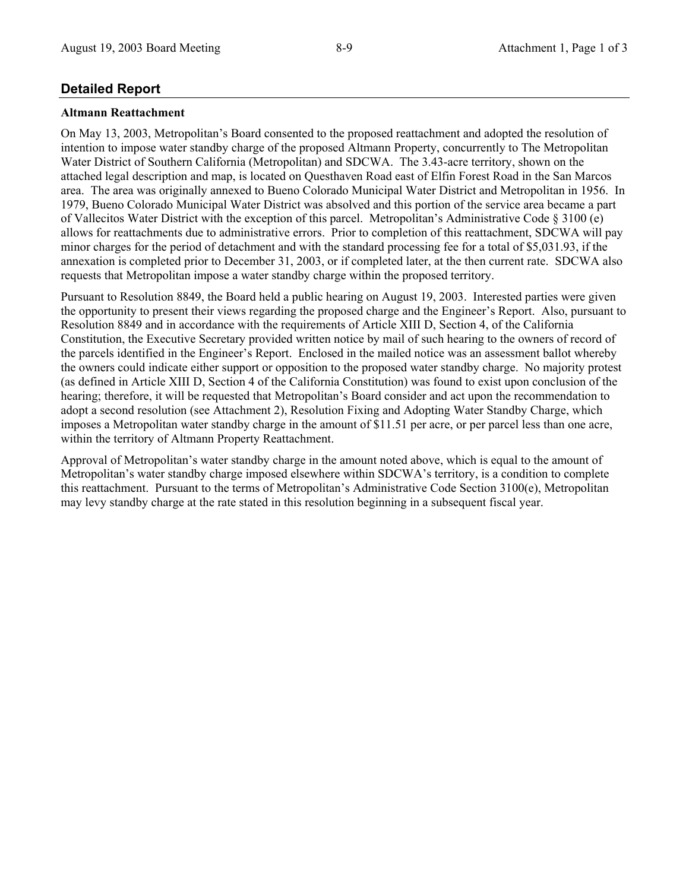## Detailed Report

**Altmann Reattachment**

On May 13, 2003, Metropolitan's Board consented to the proposed reattachment and adopted the resolution of intention to impose water standby charge of the proposed Altmann Property, concurrently to The Metropolitan Water District of Southern California (Metropolitan) and SDCWA. The 3.43-acre territory, shown on the attached legal description and map, is located on Questhaven Road east of Elfin Forest Road in the San Marcos area. The area was originally annexed to Bueno Colorado Municipal Water District and Metropolitan in 1956. In 1979, Bueno Colorado Municipal Water District was absolved and this portion of the service area became a part of Vallecitos Water District with the exception of this parcel. Metropolitan's Administrative Code § 3100 (e) allows for reattachments due to administrative errors. Prior to completion of this reattachment, SDCWA will pay minor charges for the period of detachment and with the standard processing fee for a total of $5,031.93, if the annexation is completed prior to December 31, 2003, or if completed later, at the then current rate. SDCWA also requests that Metropolitan impose a water standby charge within the proposed territory.

Pursuant to Resolution 8849, the Board held a public hearing on August 19, 2003. Interested parties were given the opportunity to present their views regarding the proposed charge and the Engineer's Report. Also, pursuant to Resolution 8849 and in accordance with the requirements of Article XIII D, Section 4, of the California Constitution, the Executive Secretary provided written notice by mail of such hearing to the owners of record of the parcels identified in the Engineer's Report. Enclosed in the mailed notice was an assessment ballot whereby the owners could indicate either support or opposition to the proposed water standby charge. No majority protest (as defined in Article XIII D, Section 4 of the California Constitution) was found to exist upon conclusion of the hearing; therefore, it will be requested that Metropolitan's Board consider and act upon the recommendation to adopt a second resolution (see Attachment 2), Resolution Fixing and Adopting Water Standby Charge, which imposes a Metropolitan water standby charge in the amount of $11.51 per acre, or per parcel less than one acre, within the territory of Altmann Property Reattachment.

Approval of Metropolitan's water standby charge in the amount noted above, which is equal to the amount of Metropolitan's water standby charge imposed elsewhere within SDCWA's territory, is a condition to complete this reattachment. Pursuant to the terms of Metropolitan's Administrative Code Section 3100(e), Metropolitan may levy standby charge at the rate stated in this resolution beginning in a subsequent fiscal year.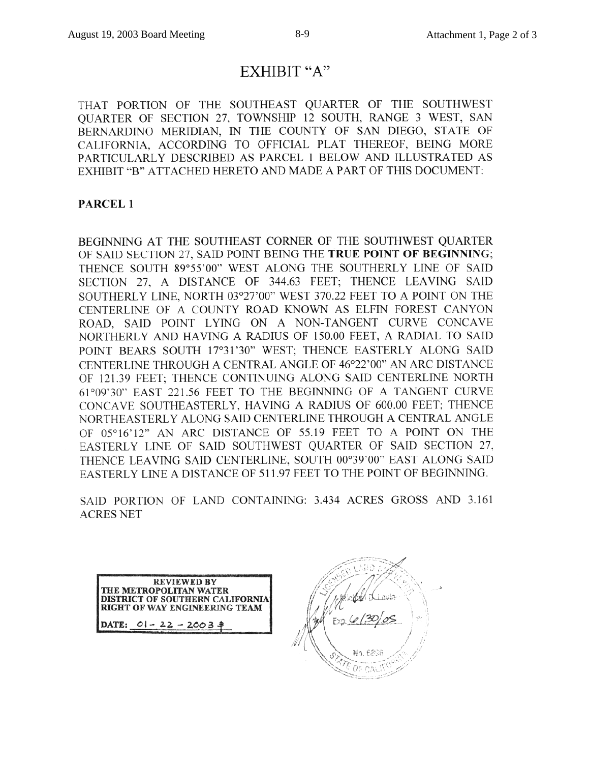# EXHIBIT "A"

THAT PORTION OF THE SOUTHEAST QUARTER OF THE SOUTHWEST QUARTER OF SECTION 27, TOWNSHIP 12 SOUTH, RANGE 3 WEST, SAN BERNARDINO MERIDIAN, IN THE COUNTY OF SAN DIEGO, STATE OF CALIFORNIA, ACCORDING TO OFFICIAL PLAT THEREOF, BEING MORE PARTICULARLY DESCRIBED AS PARCEL 1 BELOW AND ILLUSTRATED AS EXHIBIT "B" ATTACHED HERETO AND MADE A PART OF THIS DOCUMENT:

**PARCEL 1**

BEGINNING AT THE SOUTHEAST CORNER OF THE SOUTHWEST QUARTER OF SAID SECTION 27, SAID POINT BEING THE **TRUE POINT OF BEGINNING**; THENCE SOUTH 89°55'00" WEST ALONG THE SOUTHERLY LINE OF SAID SECTION 27, A DISTANCE OF 344.63 FEET; THENCE LEAVING SAID SOUTHERLY LINE, NORTH 03°27'00" WEST 370.22 FEET TO A POINT ON THE CENTERLINE OF A COUNTY ROAD KNOWN AS ELFIN FOREST CANYON ROAD, SAID POINT LYING ON A NON-TANGENT CURVE CONCAVE NORTHERLY AND HAVING A RADIUS OF 150.00 FEET, A RADIAL TO SAID POINT BEARS SOUTH 17°31'30" WEST; THENCE EASTERLY ALONG SAID CENTERLINE THROUGH A CENTRAL ANGLE OF 46°22'00" AN ARC DISTANCE OF 121.39 FEET; THENCE CONTINUING ALONG SAID CENTERLINE NORTH 61°09'30" EAST 221.56 FEET TO THE BEGINNING OF A TANGENT CURVE CONCAVE SOUTHEASTERLY, HAVING A RADIUS OF 600.00 FEET; THENCE NORTHEASTERLY ALONG SAID CENTERLINE THROUGH A CENTRAL ANGLE OF 05°16'12" AN ARC DISTANCE OF 55.19 FEET TO A POINT ON THE EASTERLY LINE OF SAID SOUTHWEST QUARTER OF SAID SECTION 27, THENCE LEAVING SAID CENTERLINE, SOUTH 00°39'00" EAST ALONG SAID EASTERLY LINE A DISTANCE OF 511.97 FEET TO THE POINT OF BEGINNING.

SAID PORTION OF LAND CONTAINING: 3.434 ACRES GROSS AND 3.161 ACRES NET

**REVIEWED BY THE METROPOLITAN WATER DISTRICT OF SOUTHERN CALIFORNIA RIGHT OF WAY ENGINEERING TEAM**

**DATE:** 01-22-2003

LICENSED LAND SURVEYOR
Exp. 6/30/05
No. 6256
STATE OF CALIFORNIA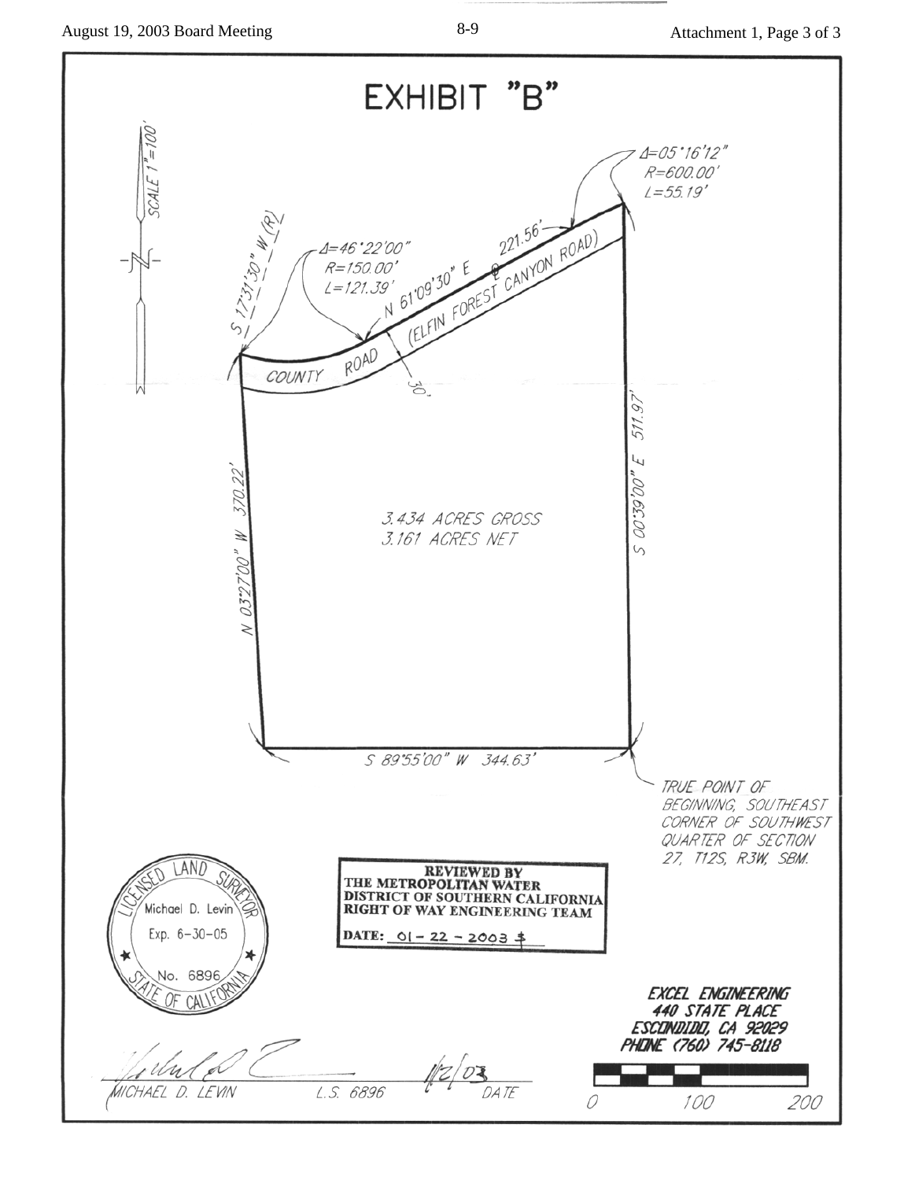# EXHIBIT "B"

SCALE 1"=100'

Δ=05°16'12"
R=600.00'
L=55.19'

S 17°31'30" W (R)

Δ=46°22'00"
R=150.00'
L=121.39'

N 61°09'30" E 221.56'

COUNTY ROAD (ELFIN FOREST CANYON ROAD)

30'

S 00°39'00" E 511.97'

N 03°27'00" W 370.22'

3.434 ACRES GROSS
3.161 ACRES NET

S 89°55'00" W 344.63'

TRUE POINT OF BEGINNING, SOUTHEAST CORNER OF SOUTHWEST QUARTER OF SECTION 27, T12S, R3W, SBM.

LICENSED LAND SURVEYOR
Michael D. Levin
Exp. 6-30-05
No. 6896
STATE OF CALIFORNIA

**REVIEWED BY**
**THE METROPOLITAN WATER DISTRICT OF SOUTHERN CALIFORNIA RIGHT OF WAY ENGINEERING TEAM**
**DATE:** 01-22-2003

*EXCEL ENGINEERING*
*440 STATE PLACE*
*ESCONDIDO, CA 92029*
*PHONE (760) 745-8118*

0 100 200

MICHAEL D. LEVIN L.S. 6896 1/2/03 DATE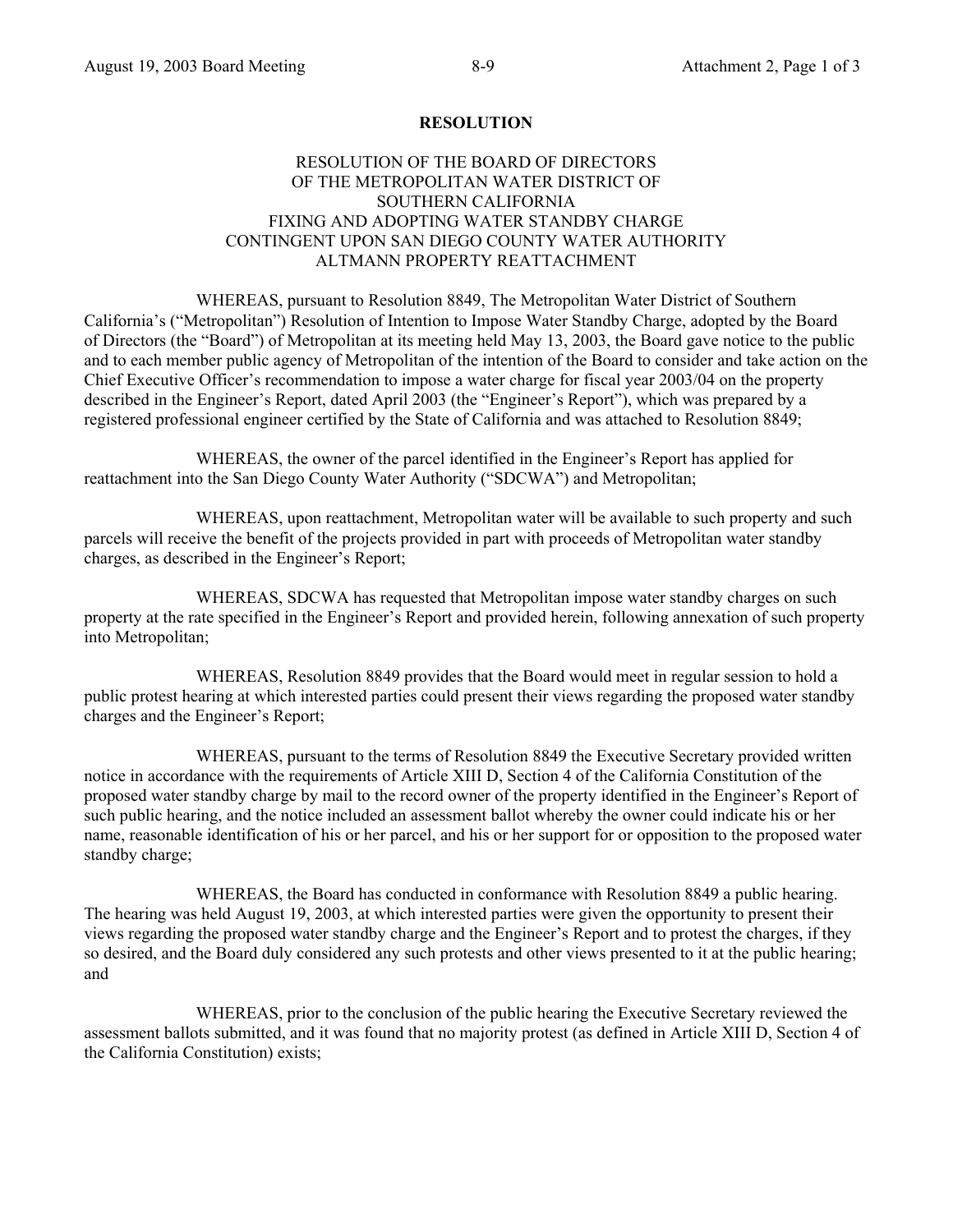**RESOLUTION**

RESOLUTION OF THE BOARD OF DIRECTORS
OF THE METROPOLITAN WATER DISTRICT OF
SOUTHERN CALIFORNIA
FIXING AND ADOPTING WATER STANDBY CHARGE
CONTINGENT UPON SAN DIEGO COUNTY WATER AUTHORITY
ALTMANN PROPERTY REATTACHMENT

WHEREAS, pursuant to Resolution 8849, The Metropolitan Water District of Southern California's ("Metropolitan") Resolution of Intention to Impose Water Standby Charge, adopted by the Board of Directors (the "Board") of Metropolitan at its meeting held May 13, 2003, the Board gave notice to the public and to each member public agency of Metropolitan of the intention of the Board to consider and take action on the Chief Executive Officer's recommendation to impose a water charge for fiscal year 2003/04 on the property described in the Engineer's Report, dated April 2003 (the "Engineer's Report"), which was prepared by a registered professional engineer certified by the State of California and was attached to Resolution 8849;

WHEREAS, the owner of the parcel identified in the Engineer's Report has applied for reattachment into the San Diego County Water Authority ("SDCWA") and Metropolitan;

WHEREAS, upon reattachment, Metropolitan water will be available to such property and such parcels will receive the benefit of the projects provided in part with proceeds of Metropolitan water standby charges, as described in the Engineer's Report;

WHEREAS, SDCWA has requested that Metropolitan impose water standby charges on such property at the rate specified in the Engineer's Report and provided herein, following annexation of such property into Metropolitan;

WHEREAS, Resolution 8849 provides that the Board would meet in regular session to hold a public protest hearing at which interested parties could present their views regarding the proposed water standby charges and the Engineer's Report;

WHEREAS, pursuant to the terms of Resolution 8849 the Executive Secretary provided written notice in accordance with the requirements of Article XIII D, Section 4 of the California Constitution of the proposed water standby charge by mail to the record owner of the property identified in the Engineer's Report of such public hearing, and the notice included an assessment ballot whereby the owner could indicate his or her name, reasonable identification of his or her parcel, and his or her support for or opposition to the proposed water standby charge;

WHEREAS, the Board has conducted in conformance with Resolution 8849 a public hearing. The hearing was held August 19, 2003, at which interested parties were given the opportunity to present their views regarding the proposed water standby charge and the Engineer's Report and to protest the charges, if they so desired, and the Board duly considered any such protests and other views presented to it at the public hearing; and

WHEREAS, prior to the conclusion of the public hearing the Executive Secretary reviewed the assessment ballots submitted, and it was found that no majority protest (as defined in Article XIII D, Section 4 of the California Constitution) exists;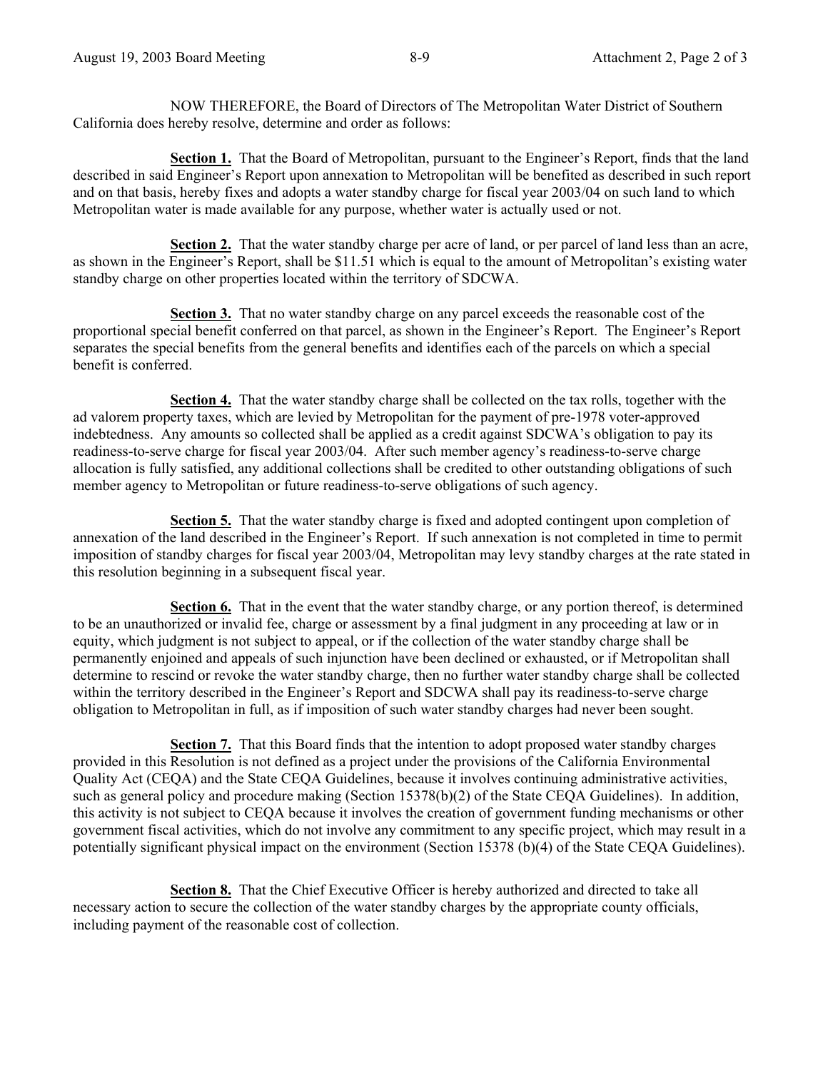NOW THEREFORE, the Board of Directors of The Metropolitan Water District of Southern California does hereby resolve, determine and order as follows:

**Section 1.** That the Board of Metropolitan, pursuant to the Engineer's Report, finds that the land described in said Engineer's Report upon annexation to Metropolitan will be benefited as described in such report and on that basis, hereby fixes and adopts a water standby charge for fiscal year 2003/04 on such land to which Metropolitan water is made available for any purpose, whether water is actually used or not.

**Section 2.** That the water standby charge per acre of land, or per parcel of land less than an acre, as shown in the Engineer's Report, shall be $11.51 which is equal to the amount of Metropolitan's existing water standby charge on other properties located within the territory of SDCWA.

**Section 3.** That no water standby charge on any parcel exceeds the reasonable cost of the proportional special benefit conferred on that parcel, as shown in the Engineer's Report. The Engineer's Report separates the special benefits from the general benefits and identifies each of the parcels on which a special benefit is conferred.

**Section 4.** That the water standby charge shall be collected on the tax rolls, together with the ad valorem property taxes, which are levied by Metropolitan for the payment of pre-1978 voter-approved indebtedness. Any amounts so collected shall be applied as a credit against SDCWA's obligation to pay its readiness-to-serve charge for fiscal year 2003/04. After such member agency's readiness-to-serve charge allocation is fully satisfied, any additional collections shall be credited to other outstanding obligations of such member agency to Metropolitan or future readiness-to-serve obligations of such agency.

**Section 5.** That the water standby charge is fixed and adopted contingent upon completion of annexation of the land described in the Engineer's Report. If such annexation is not completed in time to permit imposition of standby charges for fiscal year 2003/04, Metropolitan may levy standby charges at the rate stated in this resolution beginning in a subsequent fiscal year.

**Section 6.** That in the event that the water standby charge, or any portion thereof, is determined to be an unauthorized or invalid fee, charge or assessment by a final judgment in any proceeding at law or in equity, which judgment is not subject to appeal, or if the collection of the water standby charge shall be permanently enjoined and appeals of such injunction have been declined or exhausted, or if Metropolitan shall determine to rescind or revoke the water standby charge, then no further water standby charge shall be collected within the territory described in the Engineer's Report and SDCWA shall pay its readiness-to-serve charge obligation to Metropolitan in full, as if imposition of such water standby charges had never been sought.

**Section 7.** That this Board finds that the intention to adopt proposed water standby charges provided in this Resolution is not defined as a project under the provisions of the California Environmental Quality Act (CEQA) and the State CEQA Guidelines, because it involves continuing administrative activities, such as general policy and procedure making (Section 15378(b)(2) of the State CEQA Guidelines). In addition, this activity is not subject to CEQA because it involves the creation of government funding mechanisms or other government fiscal activities, which do not involve any commitment to any specific project, which may result in a potentially significant physical impact on the environment (Section 15378 (b)(4) of the State CEQA Guidelines).

**Section 8.** That the Chief Executive Officer is hereby authorized and directed to take all necessary action to secure the collection of the water standby charges by the appropriate county officials, including payment of the reasonable cost of collection.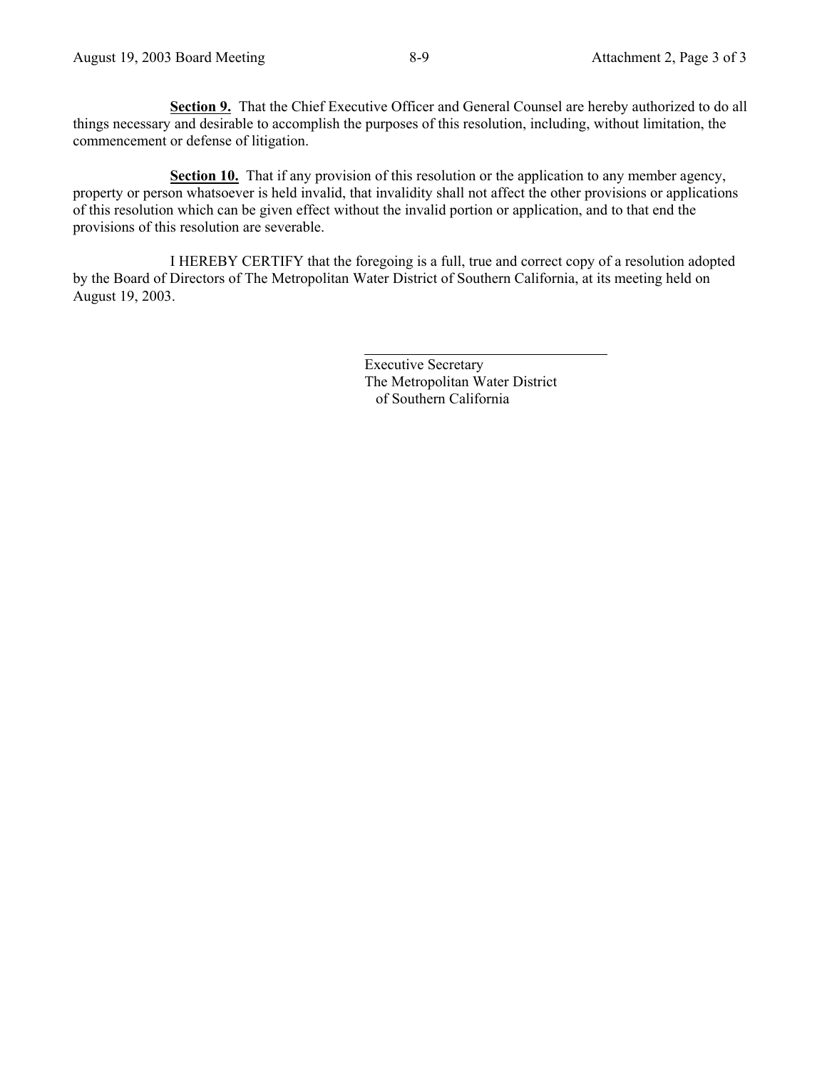**Section 9.** That the Chief Executive Officer and General Counsel are hereby authorized to do all things necessary and desirable to accomplish the purposes of this resolution, including, without limitation, the commencement or defense of litigation.

**Section 10.** That if any provision of this resolution or the application to any member agency, property or person whatsoever is held invalid, that invalidity shall not affect the other provisions or applications of this resolution which can be given effect without the invalid portion or application, and to that end the provisions of this resolution are severable.

I HEREBY CERTIFY that the foregoing is a full, true and correct copy of a resolution adopted by the Board of Directors of The Metropolitan Water District of Southern California, at its meeting held on August 19, 2003.

\_\_\_\_\_\_\_\_\_\_\_\_\_\_\_\_\_\_\_\_\_\_\_\_\_\_\_\_\_\_\_\_\_\_

Executive Secretary
The Metropolitan Water District
of Southern California